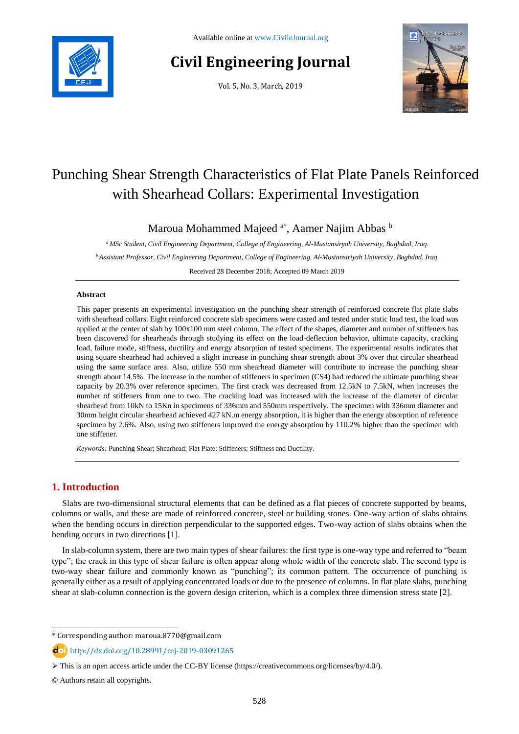# Punching Shear Strength Characteristics of Flat Plate Panels Reinforced with Shearhead Collars: Experimental Investigation

Maroua Mohammed Majeed [a*], Aamer Najim Abbas [b]

[a] *MSc Student, Civil Engineering Department, College of Engineering, Al-Mustansiryah University, Baghdad, Iraq.*

[b] *Assistant Professor, Civil Engineering Department, College of Engineering, Al-Mustansiriyah University, Baghdad, Iraq.*

Received 28 December 2018; Accepted 09 March 2019

## Abstract

This paper presents an experimental investigation on the punching shear strength of reinforced concrete flat plate slabs with shearhead collars. Eight reinforced concrete slab specimens were casted and tested under static load test, the load was applied at the center of slab by 100x100 mm steel column. The effect of the shapes, diameter and number of stiffeners has been discovered for shearheads through studying its effect on the load-deflection behavior, ultimate capacity, cracking load, failure mode, stiffness, ductility and energy absorption of tested specimens. The experimental results indicates that using square shearhead had achieved a slight increase in punching shear strength about 3% over that circular shearhead using the same surface area. Also, utilize 550 mm shearhead diameter will contribute to increase the punching shear strength about 14.5%. The increase in the number of stiffeners in specimen (CS4) had reduced the ultimate punching shear capacity by 20.3% over reference specimen. The first crack was decreased from 12.5kN to 7.5kN, when increases the number of stiffeners from one to two. The cracking load was increased with the increase of the diameter of circular shearhead from 10kN to 15Kn in specimens of 336mm and 550mm respectively. The specimen with 336mm diameter and 30mm height circular shearhead achieved 427 kN.m energy absorption, it is higher than the energy absorption of reference specimen by 2.6%. Also, using two stiffeners improved the energy absorption by 110.2% higher than the specimen with one stiffener.

*Keywords:* Punching Shear; Shearhead; Flat Plate; Stiffeners; Stiffness and Ductility.

## 1. Introduction

Slabs are two-dimensional structural elements that can be defined as a flat pieces of concrete supported by beams, columns or walls, and these are made of reinforced concrete, steel or building stones. One-way action of slabs obtains when the bending occurs in direction perpendicular to the supported edges. Two-way action of slabs obtains when the bending occurs in two directions [1].

In slab-column system, there are two main types of shear failures: the first type is one-way type and referred to "beam type"; the crack in this type of shear failure is often appear along whole width of the concrete slab. The second type is two-way shear failure and commonly known as "punching"; its common pattern. The occurrence of punching is generally either as a result of applying concentrated loads or due to the presence of columns. In flat plate slabs, punching shear at slab-column connection is the govern design criterion, which is a complex three dimension stress state [2].

---

* Corresponding author: maroua.8770@gmail.com

http://dx.doi.org/10.28991/cej-2019-03091265

➢ This is an open access article under the CC-BY license (https://creativecommons.org/licenses/by/4.0/).

© Authors retain all copyrights.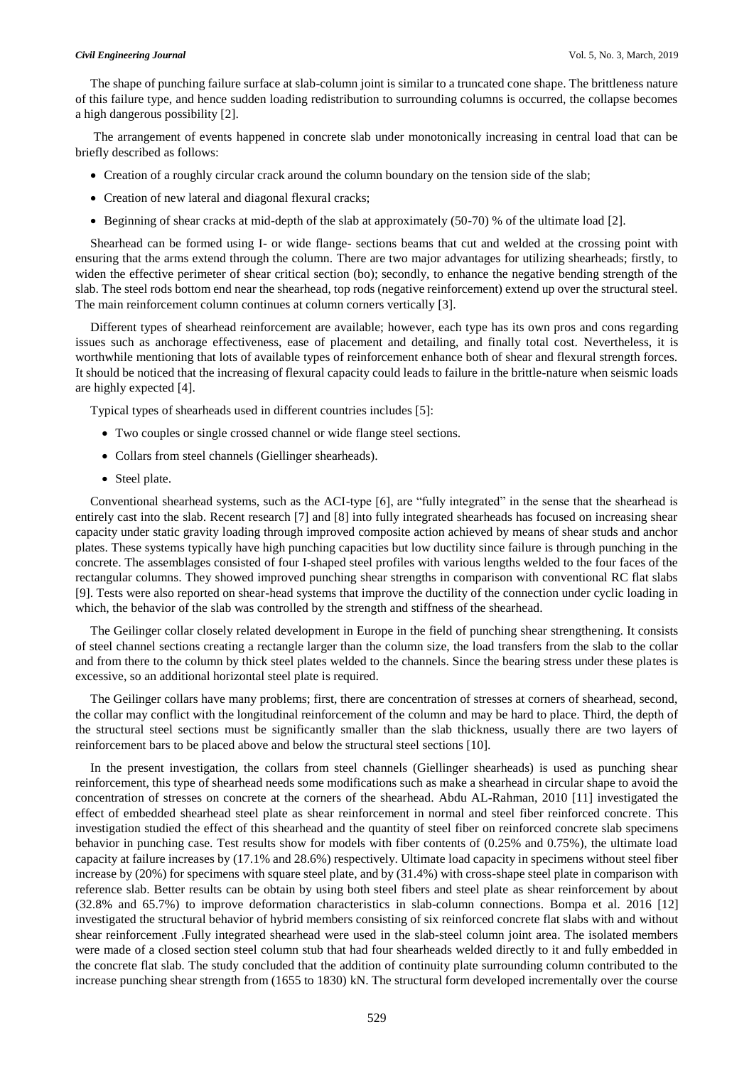The shape of punching failure surface at slab-column joint is similar to a truncated cone shape. The brittleness nature of this failure type, and hence sudden loading redistribution to surrounding columns is occurred, the collapse becomes a high dangerous possibility [2].

The arrangement of events happened in concrete slab under monotonically increasing in central load that can be briefly described as follows:

- Creation of a roughly circular crack around the column boundary on the tension side of the slab;
- Creation of new lateral and diagonal flexural cracks;
- Beginning of shear cracks at mid-depth of the slab at approximately (50-70) % of the ultimate load [2].

Shearhead can be formed using I- or wide flange- sections beams that cut and welded at the crossing point with ensuring that the arms extend through the column. There are two major advantages for utilizing shearheads; firstly, to widen the effective perimeter of shear critical section (bo); secondly, to enhance the negative bending strength of the slab. The steel rods bottom end near the shearhead, top rods (negative reinforcement) extend up over the structural steel. The main reinforcement column continues at column corners vertically [3].

Different types of shearhead reinforcement are available; however, each type has its own pros and cons regarding issues such as anchorage effectiveness, ease of placement and detailing, and finally total cost. Nevertheless, it is worthwhile mentioning that lots of available types of reinforcement enhance both of shear and flexural strength forces. It should be noticed that the increasing of flexural capacity could leads to failure in the brittle-nature when seismic loads are highly expected [4].

Typical types of shearheads used in different countries includes [5]:

- Two couples or single crossed channel or wide flange steel sections.
- Collars from steel channels (Giellinger shearheads).
- Steel plate.

Conventional shearhead systems, such as the ACI-type [6], are "fully integrated" in the sense that the shearhead is entirely cast into the slab. Recent research [7] and [8] into fully integrated shearheads has focused on increasing shear capacity under static gravity loading through improved composite action achieved by means of shear studs and anchor plates. These systems typically have high punching capacities but low ductility since failure is through punching in the concrete. The assemblages consisted of four I-shaped steel profiles with various lengths welded to the four faces of the rectangular columns. They showed improved punching shear strengths in comparison with conventional RC flat slabs [9]. Tests were also reported on shear-head systems that improve the ductility of the connection under cyclic loading in which, the behavior of the slab was controlled by the strength and stiffness of the shearhead.

The Geilinger collar closely related development in Europe in the field of punching shear strengthening. It consists of steel channel sections creating a rectangle larger than the column size, the load transfers from the slab to the collar and from there to the column by thick steel plates welded to the channels. Since the bearing stress under these plates is excessive, so an additional horizontal steel plate is required.

The Geilinger collars have many problems; first, there are concentration of stresses at corners of shearhead, second, the collar may conflict with the longitudinal reinforcement of the column and may be hard to place. Third, the depth of the structural steel sections must be significantly smaller than the slab thickness, usually there are two layers of reinforcement bars to be placed above and below the structural steel sections [10].

In the present investigation, the collars from steel channels (Giellinger shearheads) is used as punching shear reinforcement, this type of shearhead needs some modifications such as make a shearhead in circular shape to avoid the concentration of stresses on concrete at the corners of the shearhead. Abdu AL-Rahman, 2010 [11] investigated the effect of embedded shearhead steel plate as shear reinforcement in normal and steel fiber reinforced concrete. This investigation studied the effect of this shearhead and the quantity of steel fiber on reinforced concrete slab specimens behavior in punching case. Test results show for models with fiber contents of (0.25% and 0.75%), the ultimate load capacity at failure increases by (17.1% and 28.6%) respectively. Ultimate load capacity in specimens without steel fiber increase by (20%) for specimens with square steel plate, and by (31.4%) with cross-shape steel plate in comparison with reference slab. Better results can be obtain by using both steel fibers and steel plate as shear reinforcement by about (32.8% and 65.7%) to improve deformation characteristics in slab-column connections. Bompa et al. 2016 [12] investigated the structural behavior of hybrid members consisting of six reinforced concrete flat slabs with and without shear reinforcement .Fully integrated shearhead were used in the slab-steel column joint area. The isolated members were made of a closed section steel column stub that had four shearheads welded directly to it and fully embedded in the concrete flat slab. The study concluded that the addition of continuity plate surrounding column contributed to the increase punching shear strength from (1655 to 1830) kN. The structural form developed incrementally over the course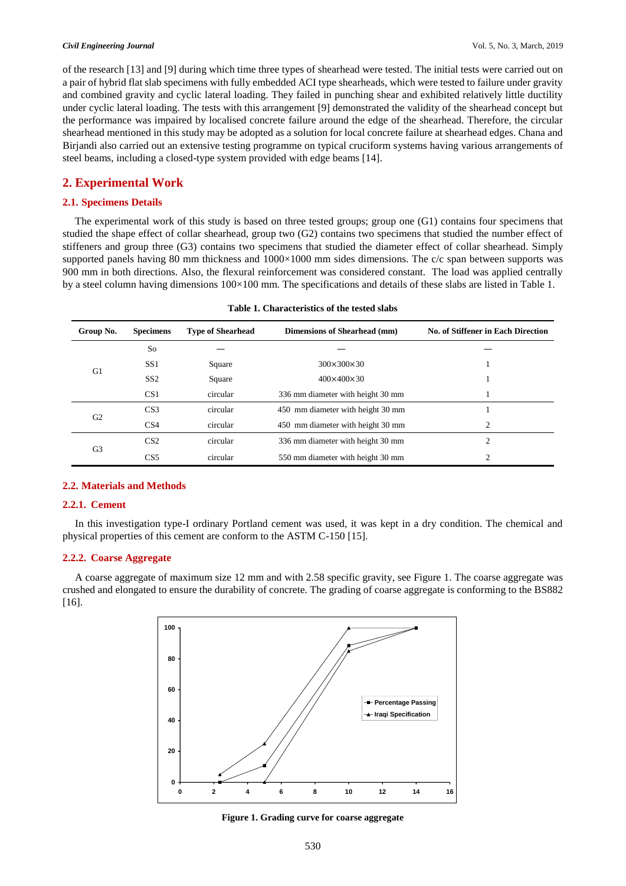of the research [13] and [9] during which time three types of shearhead were tested. The initial tests were carried out on a pair of hybrid flat slab specimens with fully embedded ACI type shearheads, which were tested to failure under gravity and combined gravity and cyclic lateral loading. They failed in punching shear and exhibited relatively little ductility under cyclic lateral loading. The tests with this arrangement [9] demonstrated the validity of the shearhead concept but the performance was impaired by localised concrete failure around the edge of the shearhead. Therefore, the circular shearhead mentioned in this study may be adopted as a solution for local concrete failure at shearhead edges. Chana and Birjandi also carried out an extensive testing programme on typical cruciform systems having various arrangements of steel beams, including a closed-type system provided with edge beams [14].

## 2. Experimental Work

### 2.1. Specimens Details

The experimental work of this study is based on three tested groups; group one (G1) contains four specimens that studied the shape effect of collar shearhead, group two (G2) contains two specimens that studied the number effect of stiffeners and group three (G3) contains two specimens that studied the diameter effect of collar shearhead. Simply supported panels having 80 mm thickness and 1000×1000 mm sides dimensions. The c/c span between supports was 900 mm in both directions. Also, the flexural reinforcement was considered constant. The load was applied centrally by a steel column having dimensions 100×100 mm. The specifications and details of these slabs are listed in Table 1.

**Table 1. Characteristics of the tested slabs**

| Group No. | Specimens | Type of Shearhead | Dimensions of Shearhead (mm) | No. of Stiffener in Each Direction |
|---|---|---|---|---|
| G1 | So | — | — | — |
| | SS1 | Square | 300×300×30 | 1 |
| | SS2 | Square | 400×400×30 | 1 |
| | CS1 | circular | 336 mm diameter with height 30 mm | 1 |
| G2 | CS3 | circular | 450 mm diameter with height 30 mm | 1 |
| | CS4 | circular | 450 mm diameter with height 30 mm | 2 |
| G3 | CS2 | circular | 336 mm diameter with height 30 mm | 2 |
| | CS5 | circular | 550 mm diameter with height 30 mm | 2 |

### 2.2. Materials and Methods

#### 2.2.1. Cement

In this investigation type-I ordinary Portland cement was used, it was kept in a dry condition. The chemical and physical properties of this cement are conform to the ASTM C-150 [15].

#### 2.2.2. Coarse Aggregate

A coarse aggregate of maximum size 12 mm and with 2.58 specific gravity, see Figure 1. The coarse aggregate was crushed and elongated to ensure the durability of concrete. The grading of coarse aggregate is conforming to the BS882 [16].

**Figure 1. Grading curve for coarse aggregate**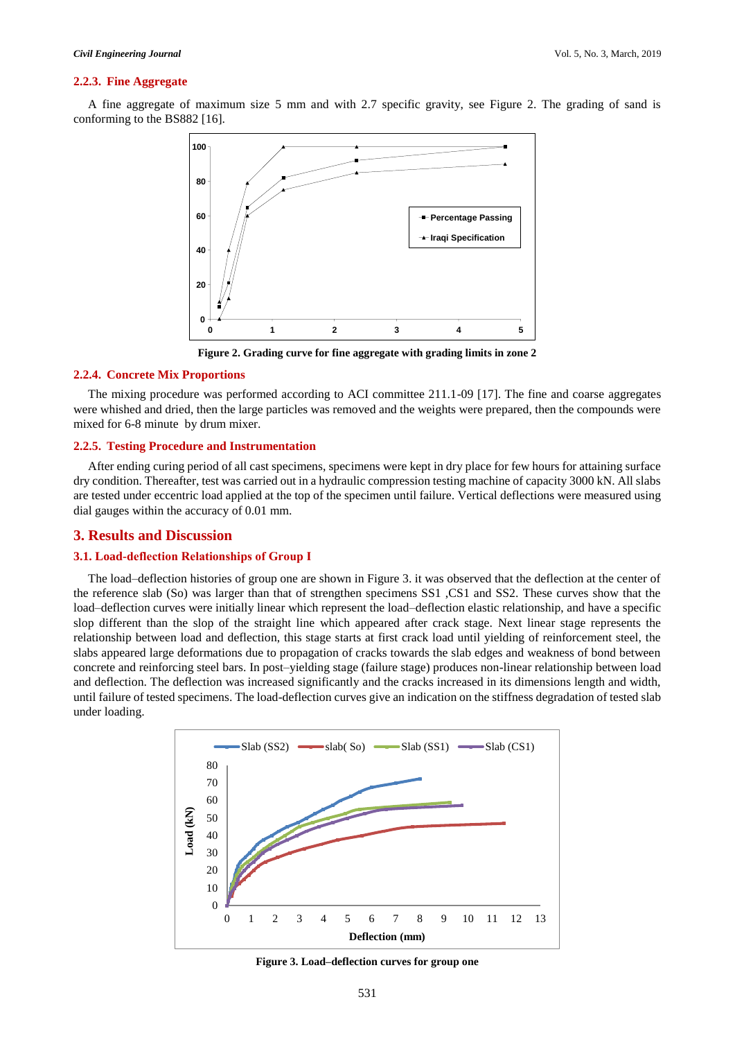### 2.2.3. Fine Aggregate

A fine aggregate of maximum size 5 mm and with 2.7 specific gravity, see Figure 2. The grading of sand is conforming to the BS882 [16].

**Figure 2. Grading curve for fine aggregate with grading limits in zone 2**

### 2.2.4. Concrete Mix Proportions

The mixing procedure was performed according to ACI committee 211.1-09 [17]. The fine and coarse aggregates were whished and dried, then the large particles was removed and the weights were prepared, then the compounds were mixed for 6-8 minute by drum mixer.

### 2.2.5. Testing Procedure and Instrumentation

After ending curing period of all cast specimens, specimens were kept in dry place for few hours for attaining surface dry condition. Thereafter, test was carried out in a hydraulic compression testing machine of capacity 3000 kN. All slabs are tested under eccentric load applied at the top of the specimen until failure. Vertical deflections were measured using dial gauges within the accuracy of 0.01 mm.

## 3. Results and Discussion

### 3.1. Load-deflection Relationships of Group I

The load–deflection histories of group one are shown in Figure 3. it was observed that the deflection at the center of the reference slab (So) was larger than that of strengthen specimens SS1 ,CS1 and SS2. These curves show that the load–deflection curves were initially linear which represent the load–deflection elastic relationship, and have a specific slop different than the slop of the straight line which appeared after crack stage. Next linear stage represents the relationship between load and deflection, this stage starts at first crack load until yielding of reinforcement steel, the slabs appeared large deformations due to propagation of cracks towards the slab edges and weakness of bond between concrete and reinforcing steel bars. In post–yielding stage (failure stage) produces non-linear relationship between load and deflection. The deflection was increased significantly and the cracks increased in its dimensions length and width, until failure of tested specimens. The load-deflection curves give an indication on the stiffness degradation of tested slab under loading.

**Figure 3. Load–deflection curves for group one**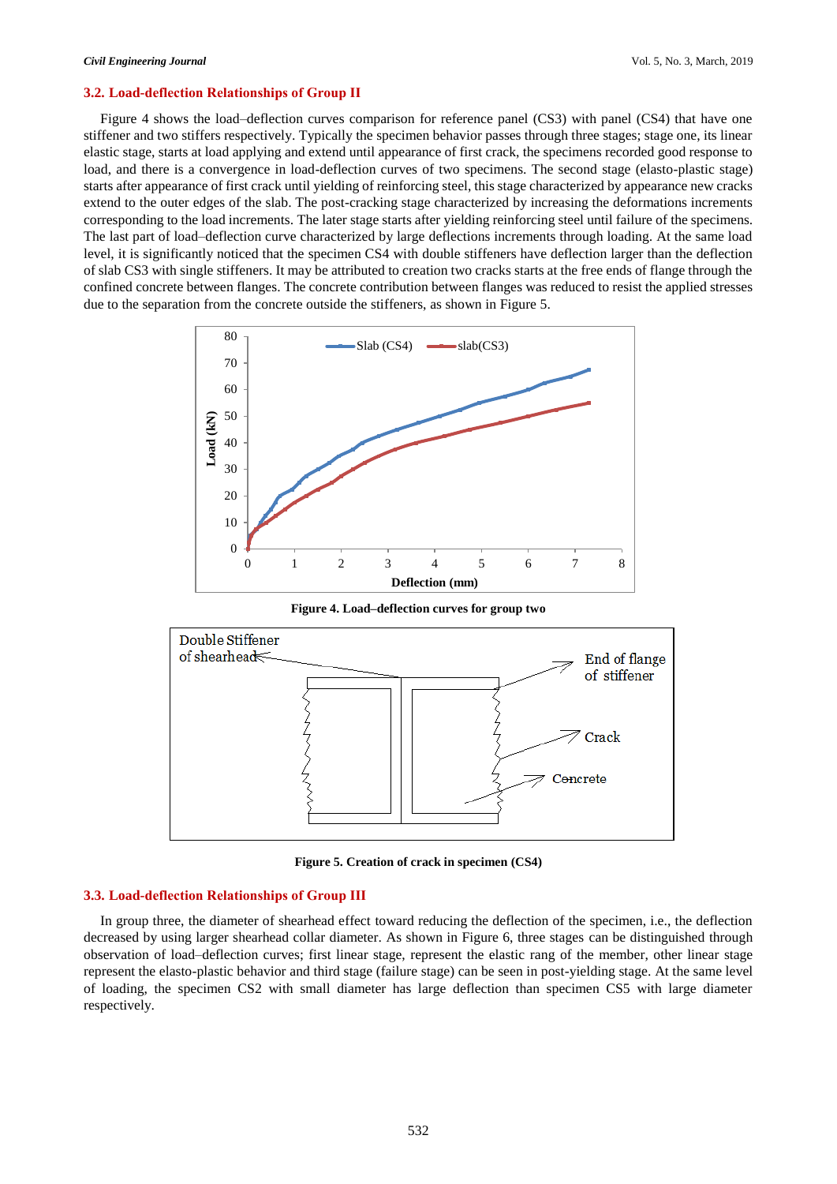### 3.2. Load-deflection Relationships of Group II

Figure 4 shows the load–deflection curves comparison for reference panel (CS3) with panel (CS4) that have one stiffener and two stiffers respectively. Typically the specimen behavior passes through three stages; stage one, its linear elastic stage, starts at load applying and extend until appearance of first crack, the specimens recorded good response to load, and there is a convergence in load-deflection curves of two specimens. The second stage (elasto-plastic stage) starts after appearance of first crack until yielding of reinforcing steel, this stage characterized by appearance new cracks extend to the outer edges of the slab. The post-cracking stage characterized by increasing the deformations increments corresponding to the load increments. The later stage starts after yielding reinforcing steel until failure of the specimens. The last part of load–deflection curve characterized by large deflections increments through loading. At the same load level, it is significantly noticed that the specimen CS4 with double stiffeners have deflection larger than the deflection of slab CS3 with single stiffeners. It may be attributed to creation two cracks starts at the free ends of flange through the confined concrete between flanges. The concrete contribution between flanges was reduced to resist the applied stresses due to the separation from the concrete outside the stiffeners, as shown in Figure 5.

**Figure 4. Load–deflection curves for group two**

**Figure 5. Creation of crack in specimen (CS4)**

### 3.3. Load-deflection Relationships of Group III

In group three, the diameter of shearhead effect toward reducing the deflection of the specimen, i.e., the deflection decreased by using larger shearhead collar diameter. As shown in Figure 6, three stages can be distinguished through observation of load–deflection curves; first linear stage, represent the elastic rang of the member, other linear stage represent the elasto-plastic behavior and third stage (failure stage) can be seen in post-yielding stage. At the same level of loading, the specimen CS2 with small diameter has large deflection than specimen CS5 with large diameter respectively.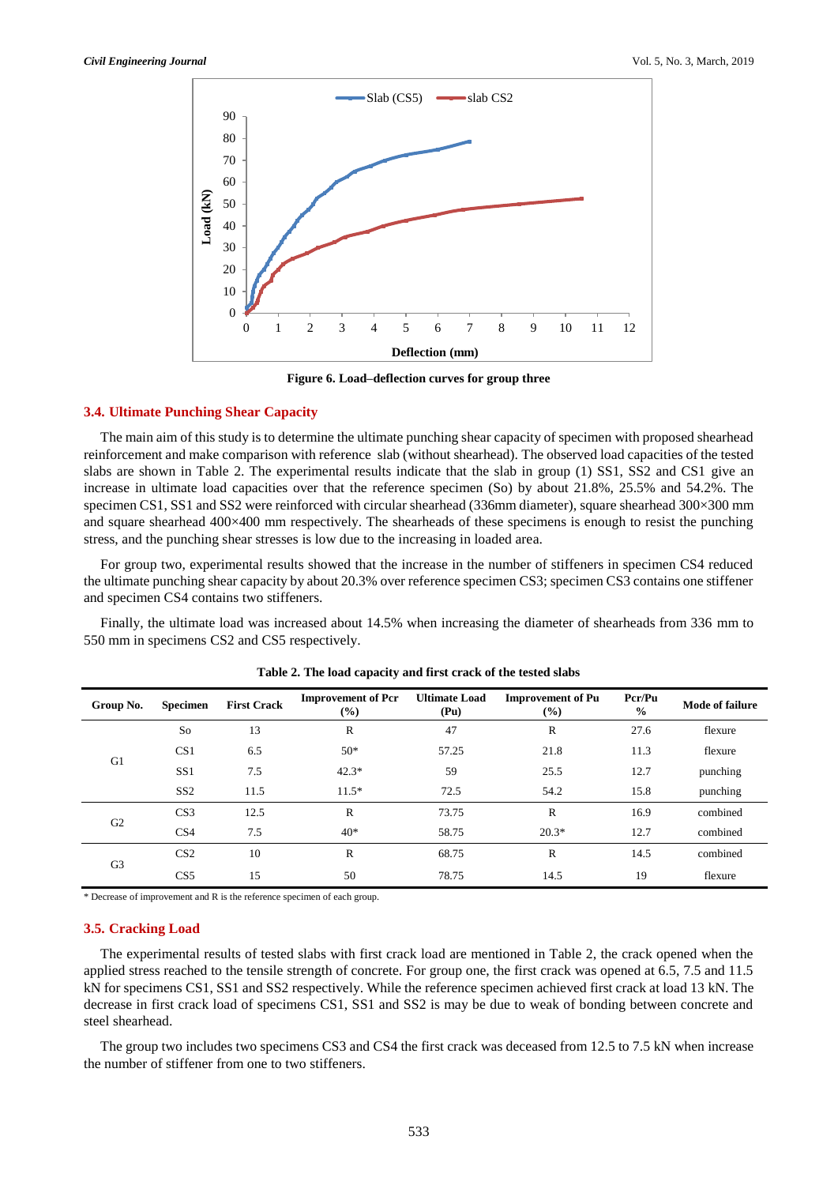**Figure 6. Load–deflection curves for group three**

### 3.4. Ultimate Punching Shear Capacity

The main aim of this study is to determine the ultimate punching shear capacity of specimen with proposed shearhead reinforcement and make comparison with reference slab (without shearhead). The observed load capacities of the tested slabs are shown in Table 2. The experimental results indicate that the slab in group (1) SS1, SS2 and CS1 give an increase in ultimate load capacities over that the reference specimen (So) by about 21.8%, 25.5% and 54.2%. The specimen CS1, SS1 and SS2 were reinforced with circular shearhead (336mm diameter), square shearhead 300×300 mm and square shearhead 400×400 mm respectively. The shearheads of these specimens is enough to resist the punching stress, and the punching shear stresses is low due to the increasing in loaded area.

For group two, experimental results showed that the increase in the number of stiffeners in specimen CS4 reduced the ultimate punching shear capacity by about 20.3% over reference specimen CS3; specimen CS3 contains one stiffener and specimen CS4 contains two stiffeners.

Finally, the ultimate load was increased about 14.5% when increasing the diameter of shearheads from 336 mm to 550 mm in specimens CS2 and CS5 respectively.

**Table 2. The load capacity and first crack of the tested slabs**

| Group No. | Specimen | First Crack | Improvement of Pcr (%) | Ultimate Load (Pu) | Improvement of Pu (%) | Pcr/Pu % | Mode of failure |
|---|---|---|---|---|---|---|---|
| G1 | So | 13 | R | 47 | R | 27.6 | flexure |
| | CS1 | 6.5 | 50* | 57.25 | 21.8 | 11.3 | flexure |
| | SS1 | 7.5 | 42.3* | 59 | 25.5 | 12.7 | punching |
| | SS2 | 11.5 | 11.5* | 72.5 | 54.2 | 15.8 | punching |
| G2 | CS3 | 12.5 | R | 73.75 | R | 16.9 | combined |
| | CS4 | 7.5 | 40* | 58.75 | 20.3* | 12.7 | combined |
| G3 | CS2 | 10 | R | 68.75 | R | 14.5 | combined |
| | CS5 | 15 | 50 | 78.75 | 14.5 | 19 | flexure |

\* Decrease of improvement and R is the reference specimen of each group.

### 3.5. Cracking Load

The experimental results of tested slabs with first crack load are mentioned in Table 2, the crack opened when the applied stress reached to the tensile strength of concrete. For group one, the first crack was opened at 6.5, 7.5 and 11.5 kN for specimens CS1, SS1 and SS2 respectively. While the reference specimen achieved first crack at load 13 kN. The decrease in first crack load of specimens CS1, SS1 and SS2 is may be due to weak of bonding between concrete and steel shearhead.

The group two includes two specimens CS3 and CS4 the first crack was deceased from 12.5 to 7.5 kN when increase the number of stiffener from one to two stiffeners.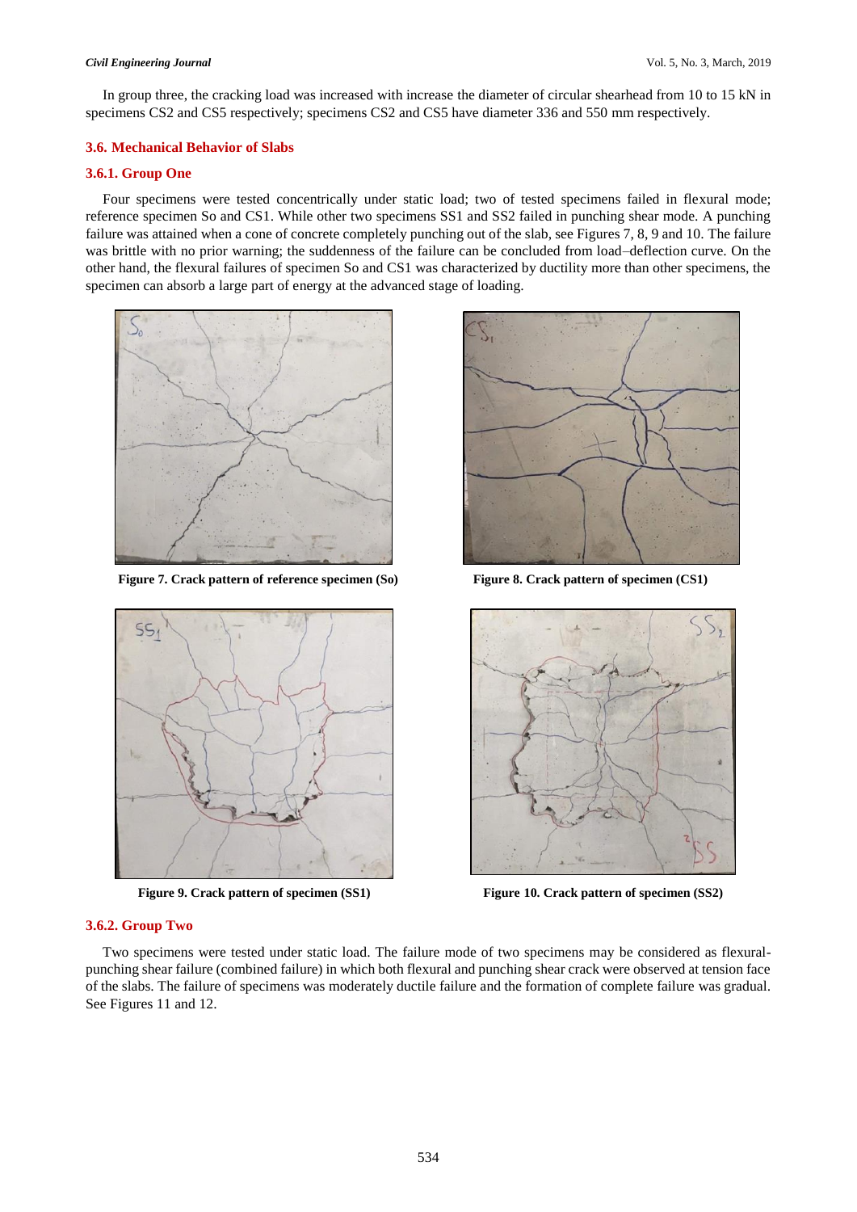In group three, the cracking load was increased with increase the diameter of circular shearhead from 10 to 15 kN in specimens CS2 and CS5 respectively; specimens CS2 and CS5 have diameter 336 and 550 mm respectively.

### 3.6. Mechanical Behavior of Slabs

#### 3.6.1. Group One

Four specimens were tested concentrically under static load; two of tested specimens failed in flexural mode; reference specimen So and CS1. While other two specimens SS1 and SS2 failed in punching shear mode. A punching failure was attained when a cone of concrete completely punching out of the slab, see Figures 7, 8, 9 and 10. The failure was brittle with no prior warning; the suddenness of the failure can be concluded from load–deflection curve. On the other hand, the flexural failures of specimen So and CS1 was characterized by ductility more than other specimens, the specimen can absorb a large part of energy at the advanced stage of loading.

**Figure 7. Crack pattern of reference specimen (So)**

**Figure 8. Crack pattern of specimen (CS1)**

**Figure 9. Crack pattern of specimen (SS1)**

**Figure 10. Crack pattern of specimen (SS2)**

#### 3.6.2. Group Two

Two specimens were tested under static load. The failure mode of two specimens may be considered as flexural-punching shear failure (combined failure) in which both flexural and punching shear crack were observed at tension face of the slabs. The failure of specimens was moderately ductile failure and the formation of complete failure was gradual. See Figures 11 and 12.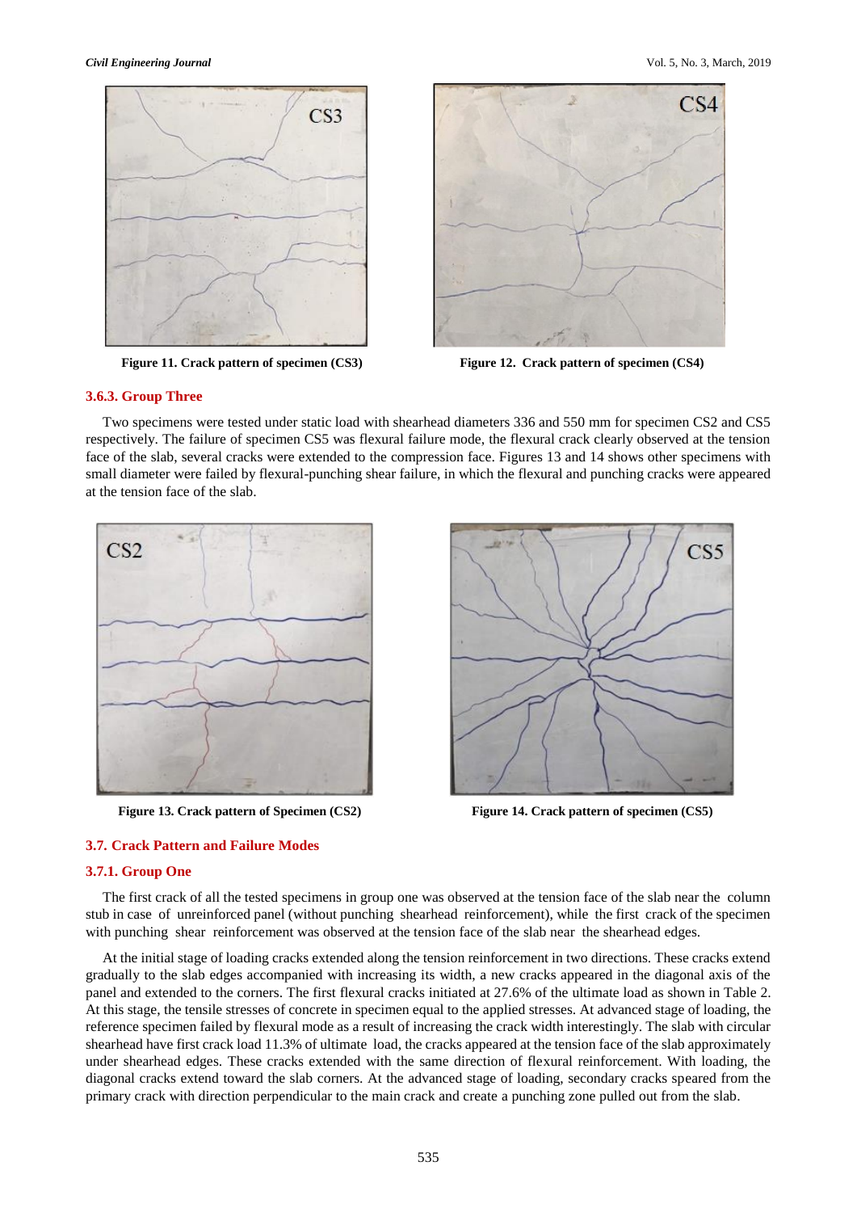Figure 11. Crack pattern of specimen (CS3)

Figure 12. Crack pattern of specimen (CS4)

#### 3.6.3. Group Three

Two specimens were tested under static load with shearhead diameters 336 and 550 mm for specimen CS2 and CS5 respectively. The failure of specimen CS5 was flexural failure mode, the flexural crack clearly observed at the tension face of the slab, several cracks were extended to the compression face. Figures 13 and 14 shows other specimens with small diameter were failed by flexural-punching shear failure, in which the flexural and punching cracks were appeared at the tension face of the slab.

Figure 13. Crack pattern of Specimen (CS2)

Figure 14. Crack pattern of specimen (CS5)

### 3.7. Crack Pattern and Failure Modes

#### 3.7.1. Group One

The first crack of all the tested specimens in group one was observed at the tension face of the slab near the column stub in case of unreinforced panel (without punching shearhead reinforcement), while the first crack of the specimen with punching shear reinforcement was observed at the tension face of the slab near the shearhead edges.

At the initial stage of loading cracks extended along the tension reinforcement in two directions. These cracks extend gradually to the slab edges accompanied with increasing its width, a new cracks appeared in the diagonal axis of the panel and extended to the corners. The first flexural cracks initiated at 27.6% of the ultimate load as shown in Table 2. At this stage, the tensile stresses of concrete in specimen equal to the applied stresses. At advanced stage of loading, the reference specimen failed by flexural mode as a result of increasing the crack width interestingly. The slab with circular shearhead have first crack load 11.3% of ultimate load, the cracks appeared at the tension face of the slab approximately under shearhead edges. These cracks extended with the same direction of flexural reinforcement. With loading, the diagonal cracks extend toward the slab corners. At the advanced stage of loading, secondary cracks speared from the primary crack with direction perpendicular to the main crack and create a punching zone pulled out from the slab.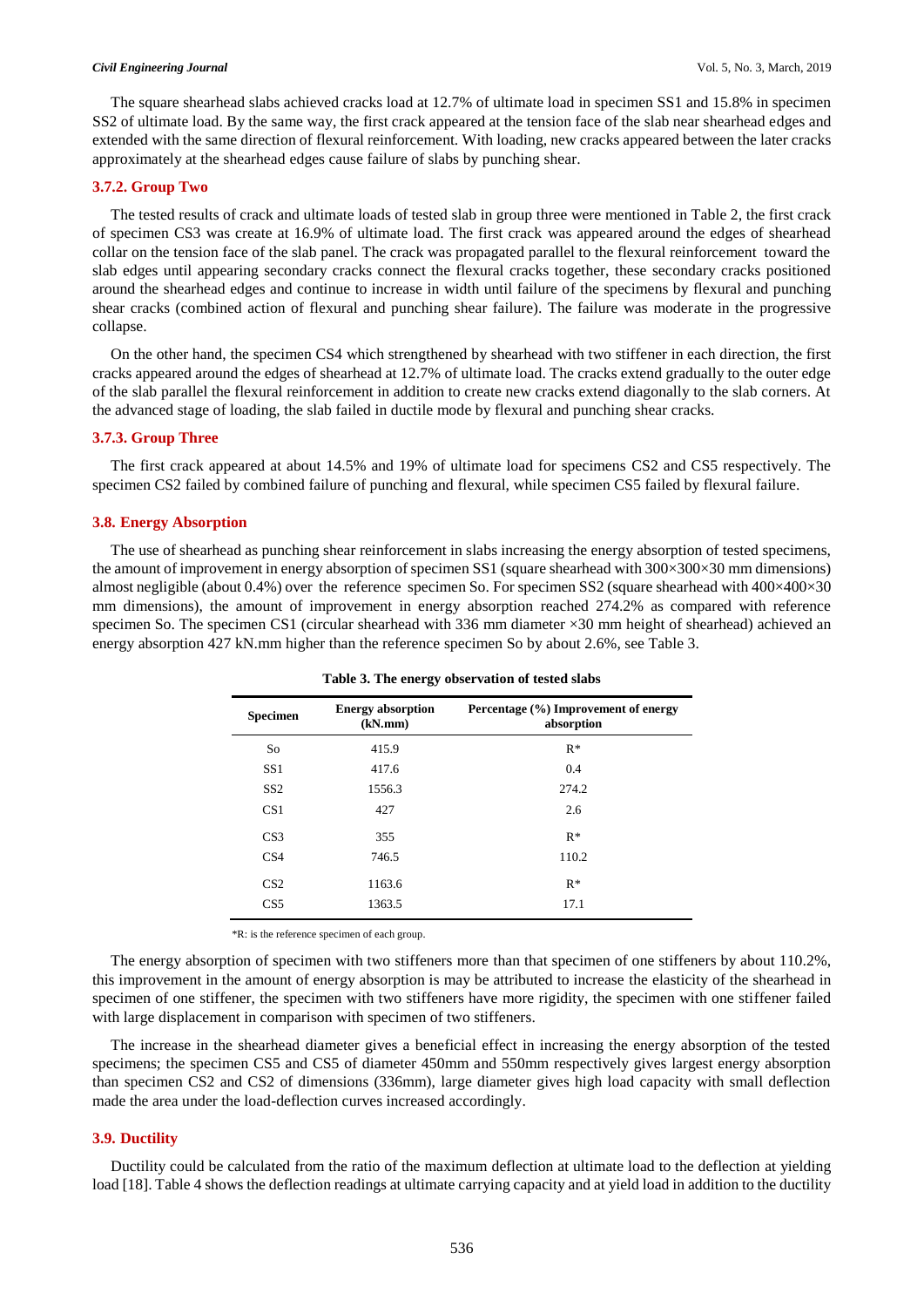The square shearhead slabs achieved cracks load at 12.7% of ultimate load in specimen SS1 and 15.8% in specimen SS2 of ultimate load. By the same way, the first crack appeared at the tension face of the slab near shearhead edges and extended with the same direction of flexural reinforcement. With loading, new cracks appeared between the later cracks approximately at the shearhead edges cause failure of slabs by punching shear.

### 3.7.2. Group Two

The tested results of crack and ultimate loads of tested slab in group three were mentioned in Table 2, the first crack of specimen CS3 was create at 16.9% of ultimate load. The first crack was appeared around the edges of shearhead collar on the tension face of the slab panel. The crack was propagated parallel to the flexural reinforcement toward the slab edges until appearing secondary cracks connect the flexural cracks together, these secondary cracks positioned around the shearhead edges and continue to increase in width until failure of the specimens by flexural and punching shear cracks (combined action of flexural and punching shear failure). The failure was moderate in the progressive collapse.

On the other hand, the specimen CS4 which strengthened by shearhead with two stiffener in each direction, the first cracks appeared around the edges of shearhead at 12.7% of ultimate load. The cracks extend gradually to the outer edge of the slab parallel the flexural reinforcement in addition to create new cracks extend diagonally to the slab corners. At the advanced stage of loading, the slab failed in ductile mode by flexural and punching shear cracks.

### 3.7.3. Group Three

The first crack appeared at about 14.5% and 19% of ultimate load for specimens CS2 and CS5 respectively. The specimen CS2 failed by combined failure of punching and flexural, while specimen CS5 failed by flexural failure.

## 3.8. Energy Absorption

The use of shearhead as punching shear reinforcement in slabs increasing the energy absorption of tested specimens, the amount of improvement in energy absorption of specimen SS1 (square shearhead with 300×300×30 mm dimensions) almost negligible (about 0.4%) over the reference specimen So. For specimen SS2 (square shearhead with 400×400×30 mm dimensions), the amount of improvement in energy absorption reached 274.2% as compared with reference specimen So. The specimen CS1 (circular shearhead with 336 mm diameter ×30 mm height of shearhead) achieved an energy absorption 427 kN.mm higher than the reference specimen So by about 2.6%, see Table 3.

**Table 3. The energy observation of tested slabs**

| Specimen | Energy absorption (kN.mm) | Percentage (%) Improvement of energy absorption |
|---|---|---|
| So | 415.9 | R* |
| SS1 | 417.6 | 0.4 |
| SS2 | 1556.3 | 274.2 |
| CS1 | 427 | 2.6 |
| CS3 | 355 | R* |
| CS4 | 746.5 | 110.2 |
| CS2 | 1163.6 | R* |
| CS5 | 1363.5 | 17.1 |

*R: is the reference specimen of each group.

The energy absorption of specimen with two stiffeners more than that specimen of one stiffeners by about 110.2%, this improvement in the amount of energy absorption is may be attributed to increase the elasticity of the shearhead in specimen of one stiffener, the specimen with two stiffeners have more rigidity, the specimen with one stiffener failed with large displacement in comparison with specimen of two stiffeners.

The increase in the shearhead diameter gives a beneficial effect in increasing the energy absorption of the tested specimens; the specimen CS5 and CS5 of diameter 450mm and 550mm respectively gives largest energy absorption than specimen CS2 and CS2 of dimensions (336mm), large diameter gives high load capacity with small deflection made the area under the load-deflection curves increased accordingly.

## 3.9. Ductility

Ductility could be calculated from the ratio of the maximum deflection at ultimate load to the deflection at yielding load [18]. Table 4 shows the deflection readings at ultimate carrying capacity and at yield load in addition to the ductility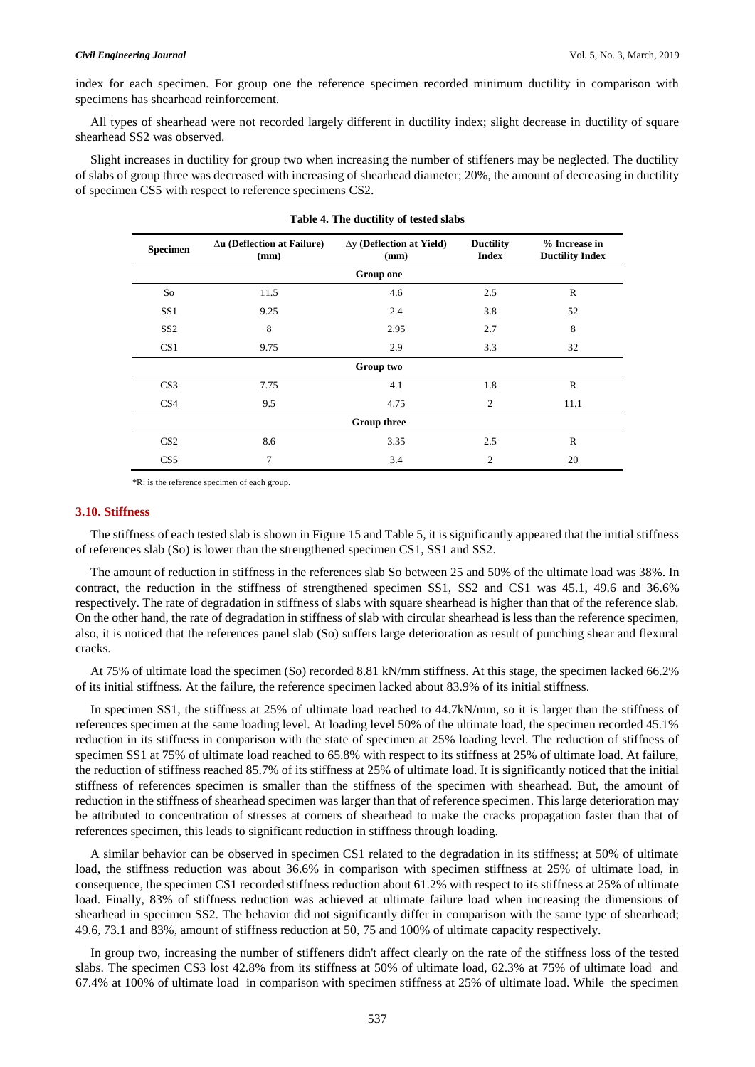index for each specimen. For group one the reference specimen recorded minimum ductility in comparison with specimens has shearhead reinforcement.

All types of shearhead were not recorded largely different in ductility index; slight decrease in ductility of square shearhead SS2 was observed.

Slight increases in ductility for group two when increasing the number of stiffeners may be neglected. The ductility of slabs of group three was decreased with increasing of shearhead diameter; 20%, the amount of decreasing in ductility of specimen CS5 with respect to reference specimens CS2.

**Table 4. The ductility of tested slabs**

| Specimen | Δu (Deflection at Failure) (mm) | Δy (Deflection at Yield) (mm) | Ductility Index | % Increase in Ductility Index |
|---|---|---|---|---|
| | | **Group one** | | |
| So | 11.5 | 4.6 | 2.5 | R |
| SS1 | 9.25 | 2.4 | 3.8 | 52 |
| SS2 | 8 | 2.95 | 2.7 | 8 |
| CS1 | 9.75 | 2.9 | 3.3 | 32 |
| | | **Group two** | | |
| CS3 | 7.75 | 4.1 | 1.8 | R |
| CS4 | 9.5 | 4.75 | 2 | 11.1 |
| | | **Group three** | | |
| CS2 | 8.6 | 3.35 | 2.5 | R |
| CS5 | 7 | 3.4 | 2 | 20 |

*R: is the reference specimen of each group.

### 3.10. Stiffness

The stiffness of each tested slab is shown in Figure 15 and Table 5, it is significantly appeared that the initial stiffness of references slab (So) is lower than the strengthened specimen CS1, SS1 and SS2.

The amount of reduction in stiffness in the references slab So between 25 and 50% of the ultimate load was 38%. In contract, the reduction in the stiffness of strengthened specimen SS1, SS2 and CS1 was 45.1, 49.6 and 36.6% respectively. The rate of degradation in stiffness of slabs with square shearhead is higher than that of the reference slab. On the other hand, the rate of degradation in stiffness of slab with circular shearhead is less than the reference specimen, also, it is noticed that the references panel slab (So) suffers large deterioration as result of punching shear and flexural cracks.

At 75% of ultimate load the specimen (So) recorded 8.81 kN/mm stiffness. At this stage, the specimen lacked 66.2% of its initial stiffness. At the failure, the reference specimen lacked about 83.9% of its initial stiffness.

In specimen SS1, the stiffness at 25% of ultimate load reached to 44.7kN/mm, so it is larger than the stiffness of references specimen at the same loading level. At loading level 50% of the ultimate load, the specimen recorded 45.1% reduction in its stiffness in comparison with the state of specimen at 25% loading level. The reduction of stiffness of specimen SS1 at 75% of ultimate load reached to 65.8% with respect to its stiffness at 25% of ultimate load. At failure, the reduction of stiffness reached 85.7% of its stiffness at 25% of ultimate load. It is significantly noticed that the initial stiffness of references specimen is smaller than the stiffness of the specimen with shearhead. But, the amount of reduction in the stiffness of shearhead specimen was larger than that of reference specimen. This large deterioration may be attributed to concentration of stresses at corners of shearhead to make the cracks propagation faster than that of references specimen, this leads to significant reduction in stiffness through loading.

A similar behavior can be observed in specimen CS1 related to the degradation in its stiffness; at 50% of ultimate load, the stiffness reduction was about 36.6% in comparison with specimen stiffness at 25% of ultimate load, in consequence, the specimen CS1 recorded stiffness reduction about 61.2% with respect to its stiffness at 25% of ultimate load. Finally, 83% of stiffness reduction was achieved at ultimate failure load when increasing the dimensions of shearhead in specimen SS2. The behavior did not significantly differ in comparison with the same type of shearhead; 49.6, 73.1 and 83%, amount of stiffness reduction at 50, 75 and 100% of ultimate capacity respectively.

In group two, increasing the number of stiffeners didn't affect clearly on the rate of the stiffness loss of the tested slabs. The specimen CS3 lost 42.8% from its stiffness at 50% of ultimate load, 62.3% at 75% of ultimate load and 67.4% at 100% of ultimate load in comparison with specimen stiffness at 25% of ultimate load. While the specimen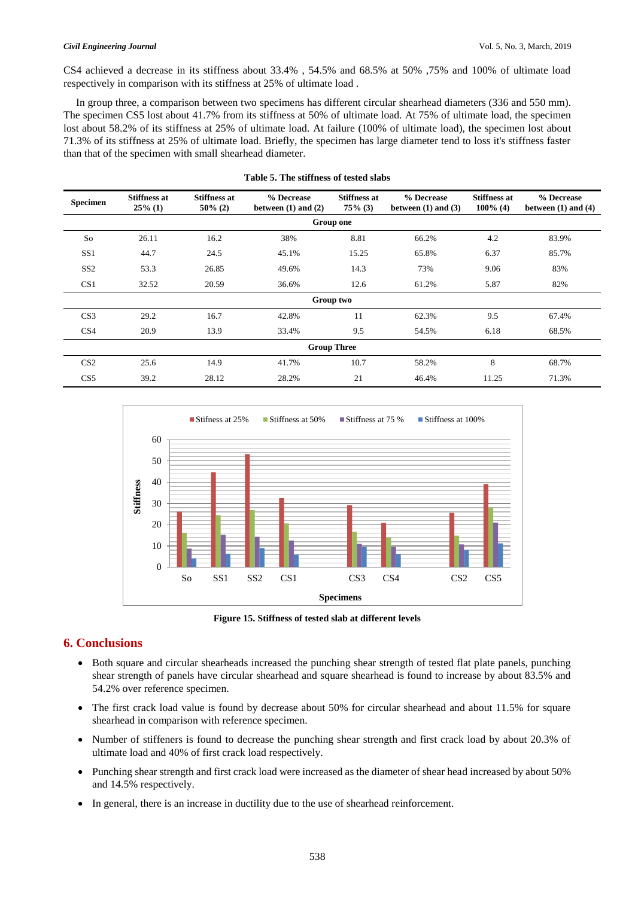CS4 achieved a decrease in its stiffness about 33.4% , 54.5% and 68.5% at 50% ,75% and 100% of ultimate load respectively in comparison with its stiffness at 25% of ultimate load .

In group three, a comparison between two specimens has different circular shearhead diameters (336 and 550 mm). The specimen CS5 lost about 41.7% from its stiffness at 50% of ultimate load. At 75% of ultimate load, the specimen lost about 58.2% of its stiffness at 25% of ultimate load. At failure (100% of ultimate load), the specimen lost about 71.3% of its stiffness at 25% of ultimate load. Briefly, the specimen has large diameter tend to loss it's stiffness faster than that of the specimen with small shearhead diameter.

**Table 5. The stiffness of tested slabs**

| Specimen | Stiffness at 25% (1) | Stiffness at 50% (2) | % Decrease between (1) and (2) | Stiffness at 75% (3) | % Decrease between (1) and (3) | Stiffness at 100% (4) | % Decrease between (1) and (4) |
|---|---|---|---|---|---|---|---|
| **Group one** | | | | | | | |
| So | 26.11 | 16.2 | 38% | 8.81 | 66.2% | 4.2 | 83.9% |
| SS1 | 44.7 | 24.5 | 45.1% | 15.25 | 65.8% | 6.37 | 85.7% |
| SS2 | 53.3 | 26.85 | 49.6% | 14.3 | 73% | 9.06 | 83% |
| CS1 | 32.52 | 20.59 | 36.6% | 12.6 | 61.2% | 5.87 | 82% |
| **Group two** | | | | | | | |
| CS3 | 29.2 | 16.7 | 42.8% | 11 | 62.3% | 9.5 | 67.4% |
| CS4 | 20.9 | 13.9 | 33.4% | 9.5 | 54.5% | 6.18 | 68.5% |
| **Group Three** | | | | | | | |
| CS2 | 25.6 | 14.9 | 41.7% | 10.7 | 58.2% | 8 | 68.7% |
| CS5 | 39.2 | 28.12 | 28.2% | 21 | 46.4% | 11.25 | 71.3% |

**Figure 15. Stiffness of tested slab at different levels**

## 6. Conclusions

- Both square and circular shearheads increased the punching shear strength of tested flat plate panels, punching shear strength of panels have circular shearhead and square shearhead is found to increase by about 83.5% and 54.2% over reference specimen.
- The first crack load value is found by decrease about 50% for circular shearhead and about 11.5% for square shearhead in comparison with reference specimen.
- Number of stiffeners is found to decrease the punching shear strength and first crack load by about 20.3% of ultimate load and 40% of first crack load respectively.
- Punching shear strength and first crack load were increased as the diameter of shear head increased by about 50% and 14.5% respectively.
- In general, there is an increase in ductility due to the use of shearhead reinforcement.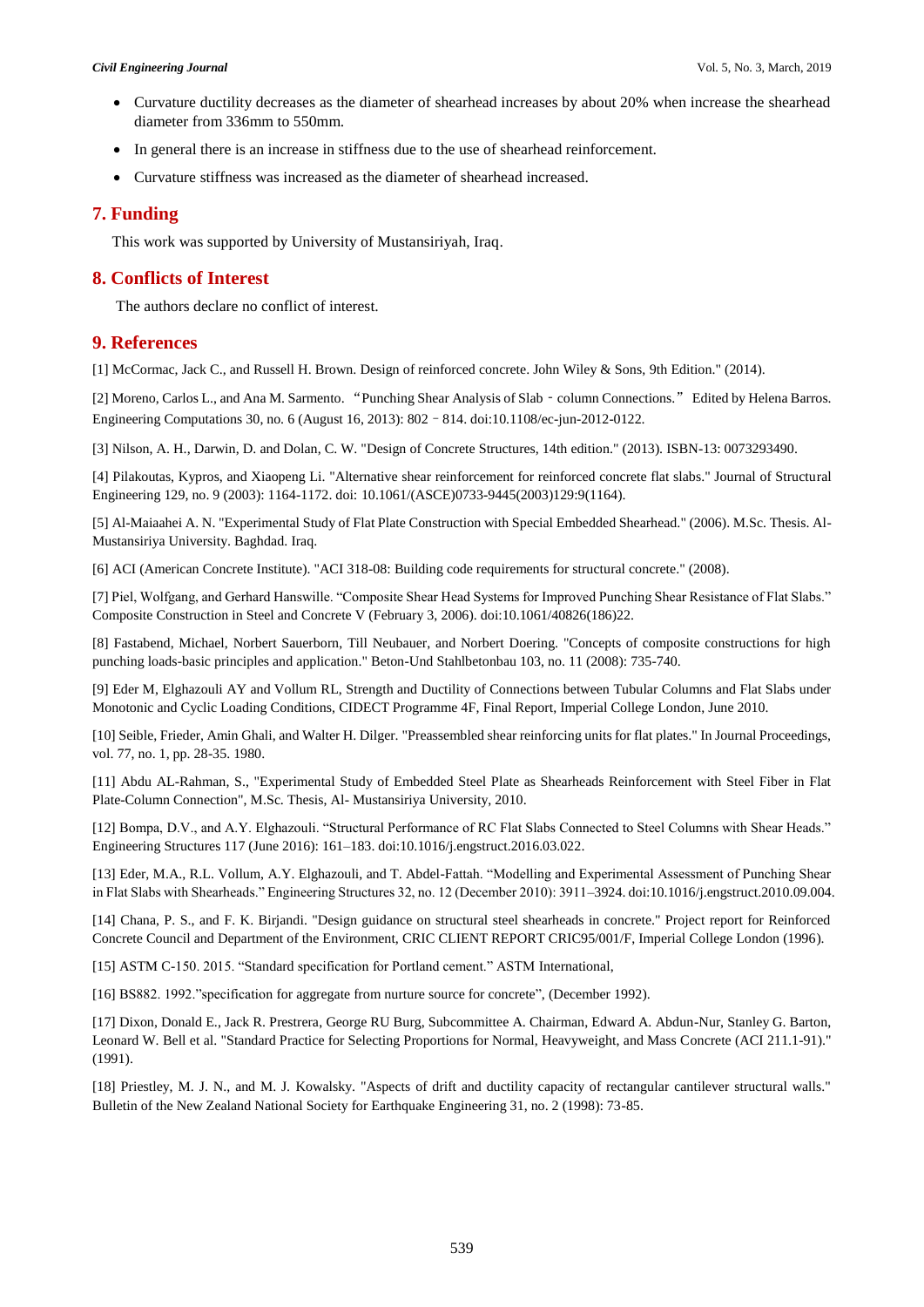- Curvature ductility decreases as the diameter of shearhead increases by about 20% when increase the shearhead diameter from 336mm to 550mm.
- In general there is an increase in stiffness due to the use of shearhead reinforcement.
- Curvature stiffness was increased as the diameter of shearhead increased.

## 7. Funding

This work was supported by University of Mustansiriyah, Iraq.

## 8. Conflicts of Interest

The authors declare no conflict of interest.

## 9. References

[1] McCormac, Jack C., and Russell H. Brown. Design of reinforced concrete. John Wiley & Sons, 9th Edition." (2014).

[2] Moreno, Carlos L., and Ana M. Sarmento. "Punching Shear Analysis of Slab‐column Connections." Edited by Helena Barros. Engineering Computations 30, no. 6 (August 16, 2013): 802‐814. doi:10.1108/ec-jun-2012-0122.

[3] Nilson, A. H., Darwin, D. and Dolan, C. W. "Design of Concrete Structures, 14th edition." (2013). ISBN-13: 0073293490.

[4] Pilakoutas, Kypros, and Xiaopeng Li. "Alternative shear reinforcement for reinforced concrete flat slabs." Journal of Structural Engineering 129, no. 9 (2003): 1164-1172. doi: 10.1061/(ASCE)0733-9445(2003)129:9(1164).

[5] Al-Maiaahei A. N. "Experimental Study of Flat Plate Construction with Special Embedded Shearhead." (2006). M.Sc. Thesis. Al-Mustansiriya University. Baghdad. Iraq.

[6] ACI (American Concrete Institute). "ACI 318-08: Building code requirements for structural concrete." (2008).

[7] Piel, Wolfgang, and Gerhard Hanswille. "Composite Shear Head Systems for Improved Punching Shear Resistance of Flat Slabs." Composite Construction in Steel and Concrete V (February 3, 2006). doi:10.1061/40826(186)22.

[8] Fastabend, Michael, Norbert Sauerborn, Till Neubauer, and Norbert Doering. "Concepts of composite constructions for high punching loads-basic principles and application." Beton-Und Stahlbetonbau 103, no. 11 (2008): 735-740.

[9] Eder M, Elghazouli AY and Vollum RL, Strength and Ductility of Connections between Tubular Columns and Flat Slabs under Monotonic and Cyclic Loading Conditions, CIDECT Programme 4F, Final Report, Imperial College London, June 2010.

[10] Seible, Frieder, Amin Ghali, and Walter H. Dilger. "Preassembled shear reinforcing units for flat plates." In Journal Proceedings, vol. 77, no. 1, pp. 28-35. 1980.

[11] Abdu AL-Rahman, S., "Experimental Study of Embedded Steel Plate as Shearheads Reinforcement with Steel Fiber in Flat Plate-Column Connection", M.Sc. Thesis, Al- Mustansiriya University, 2010.

[12] Bompa, D.V., and A.Y. Elghazouli. "Structural Performance of RC Flat Slabs Connected to Steel Columns with Shear Heads." Engineering Structures 117 (June 2016): 161–183. doi:10.1016/j.engstruct.2016.03.022.

[13] Eder, M.A., R.L. Vollum, A.Y. Elghazouli, and T. Abdel-Fattah. "Modelling and Experimental Assessment of Punching Shear in Flat Slabs with Shearheads." Engineering Structures 32, no. 12 (December 2010): 3911–3924. doi:10.1016/j.engstruct.2010.09.004.

[14] Chana, P. S., and F. K. Birjandi. "Design guidance on structural steel shearheads in concrete." Project report for Reinforced Concrete Council and Department of the Environment, CRIC CLIENT REPORT CRIC95/001/F, Imperial College London (1996).

[15] ASTM C-150. 2015. "Standard specification for Portland cement." ASTM International,

[16] BS882. 1992."specification for aggregate from nurture source for concrete", (December 1992).

[17] Dixon, Donald E., Jack R. Prestrera, George RU Burg, Subcommittee A. Chairman, Edward A. Abdun-Nur, Stanley G. Barton, Leonard W. Bell et al. "Standard Practice for Selecting Proportions for Normal, Heavyweight, and Mass Concrete (ACI 211.1-91)." (1991).

[18] Priestley, M. J. N., and M. J. Kowalsky. "Aspects of drift and ductility capacity of rectangular cantilever structural walls." Bulletin of the New Zealand National Society for Earthquake Engineering 31, no. 2 (1998): 73-85.